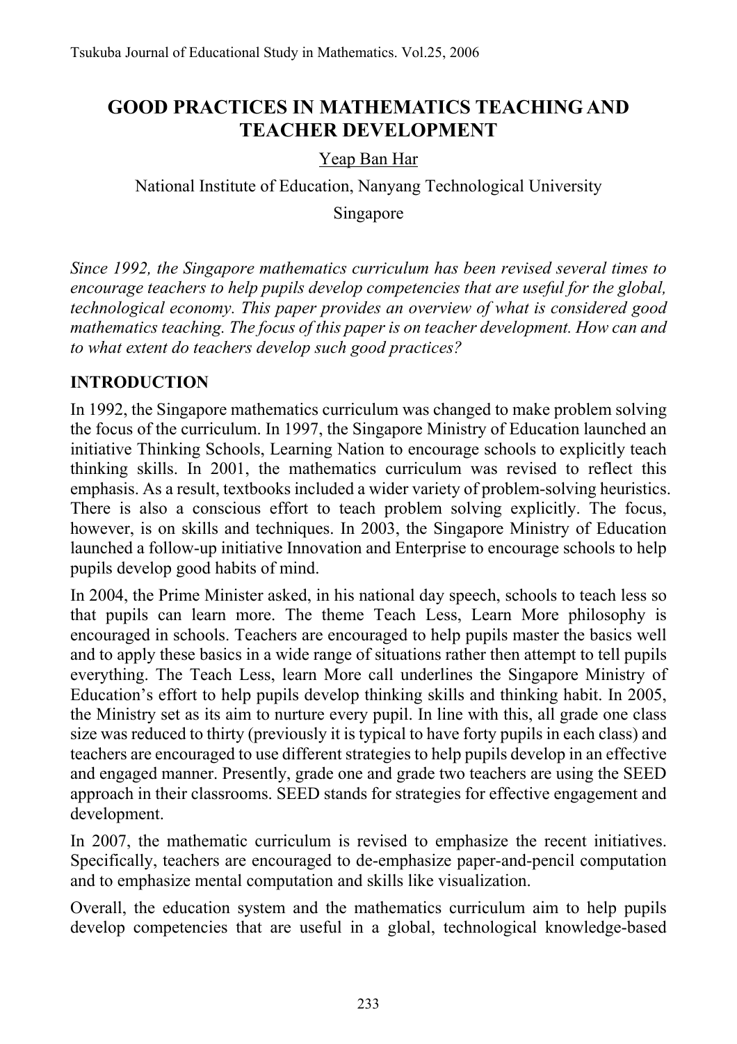# GOOD PRACTICES IN MATHEMATICS TEACHING AND TEACHER DEVELOPMENT

Yeap Ban Har

National Institute of Education, Nanyang Technological University

Singapore

*Since 1992, the Singapore mathematics curriculum has been revised several times to encourage teachers to help pupils develop competencies that are useful for the global, technological economy. This paper provides an overview of what is considered good mathematics teaching. The focus of this paper is on teacher development. How can and to what extent do teachers develop such good practices?*

## INTRODUCTION

In 1992, the Singapore mathematics curriculum was changed to make problem solving the focus of the curriculum. In 1997, the Singapore Ministry of Education launched an initiative Thinking Schools, Learning Nation to encourage schools to explicitly teach thinking skills. In 2001, the mathematics curriculum was revised to reflect this emphasis. As a result, textbooks included a wider variety of problem-solving heuristics. There is also a conscious effort to teach problem solving explicitly. The focus, however, is on skills and techniques. In 2003, the Singapore Ministry of Education launched a follow-up initiative Innovation and Enterprise to encourage schools to help pupils develop good habits of mind.

In 2004, the Prime Minister asked, in his national day speech, schools to teach less so that pupils can learn more. The theme Teach Less, Learn More philosophy is encouraged in schools. Teachers are encouraged to help pupils master the basics well and to apply these basics in a wide range of situations rather then attempt to tell pupils everything. The Teach Less, learn More call underlines the Singapore Ministry of Education's effort to help pupils develop thinking skills and thinking habit. In 2005, the Ministry set as its aim to nurture every pupil. In line with this, all grade one class size was reduced to thirty (previously it is typical to have forty pupils in each class) and teachers are encouraged to use different strategies to help pupils develop in an effective and engaged manner. Presently, grade one and grade two teachers are using the SEED approach in their classrooms. SEED stands for strategies for effective engagement and development.

In 2007, the mathematic curriculum is revised to emphasize the recent initiatives. Specifically, teachers are encouraged to de-emphasize paper-and-pencil computation and to emphasize mental computation and skills like visualization.

Overall, the education system and the mathematics curriculum aim to help pupils develop competencies that are useful in a global, technological knowledge-based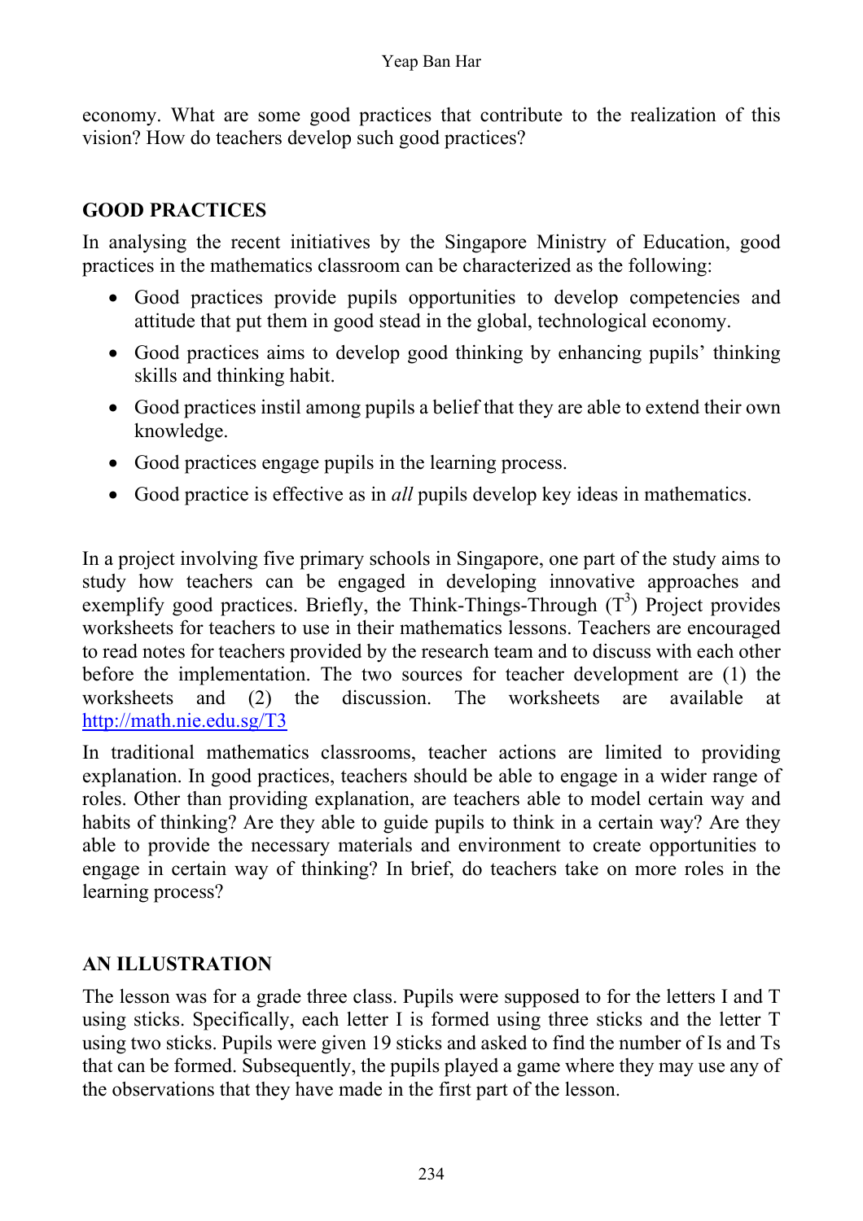economy. What are some good practices that contribute to the realization of this vision? How do teachers develop such good practices?

## GOOD PRACTICES

In analysing the recent initiatives by the Singapore Ministry of Education, good practices in the mathematics classroom can be characterized as the following:

- Good practices provide pupils opportunities to develop competencies and attitude that put them in good stead in the global, technological economy.
- Good practices aims to develop good thinking by enhancing pupils' thinking skills and thinking habit.
- Good practices instil among pupils a belief that they are able to extend their own knowledge.
- Good practices engage pupils in the learning process.
- Good practice is effective as in *all* pupils develop key ideas in mathematics.

In a project involving five primary schools in Singapore, one part of the study aims to study how teachers can be engaged in developing innovative approaches and exemplify good practices. Briefly, the Think-Things-Through ($T^3$) Project provides worksheets for teachers to use in their mathematics lessons. Teachers are encouraged to read notes for teachers provided by the research team and to discuss with each other before the implementation. The two sources for teacher development are (1) the worksheets and (2) the discussion. The worksheets are available at [http://math.nie.edu.sg/T3](http://math.nie.edu.sg/T3)

In traditional mathematics classrooms, teacher actions are limited to providing explanation. In good practices, teachers should be able to engage in a wider range of roles. Other than providing explanation, are teachers able to model certain way and habits of thinking? Are they able to guide pupils to think in a certain way? Are they able to provide the necessary materials and environment to create opportunities to engage in certain way of thinking? In brief, do teachers take on more roles in the learning process?

## AN ILLUSTRATION

The lesson was for a grade three class. Pupils were supposed to for the letters I and T using sticks. Specifically, each letter I is formed using three sticks and the letter T using two sticks. Pupils were given 19 sticks and asked to find the number of Is and Ts that can be formed. Subsequently, the pupils played a game where they may use any of the observations that they have made in the first part of the lesson.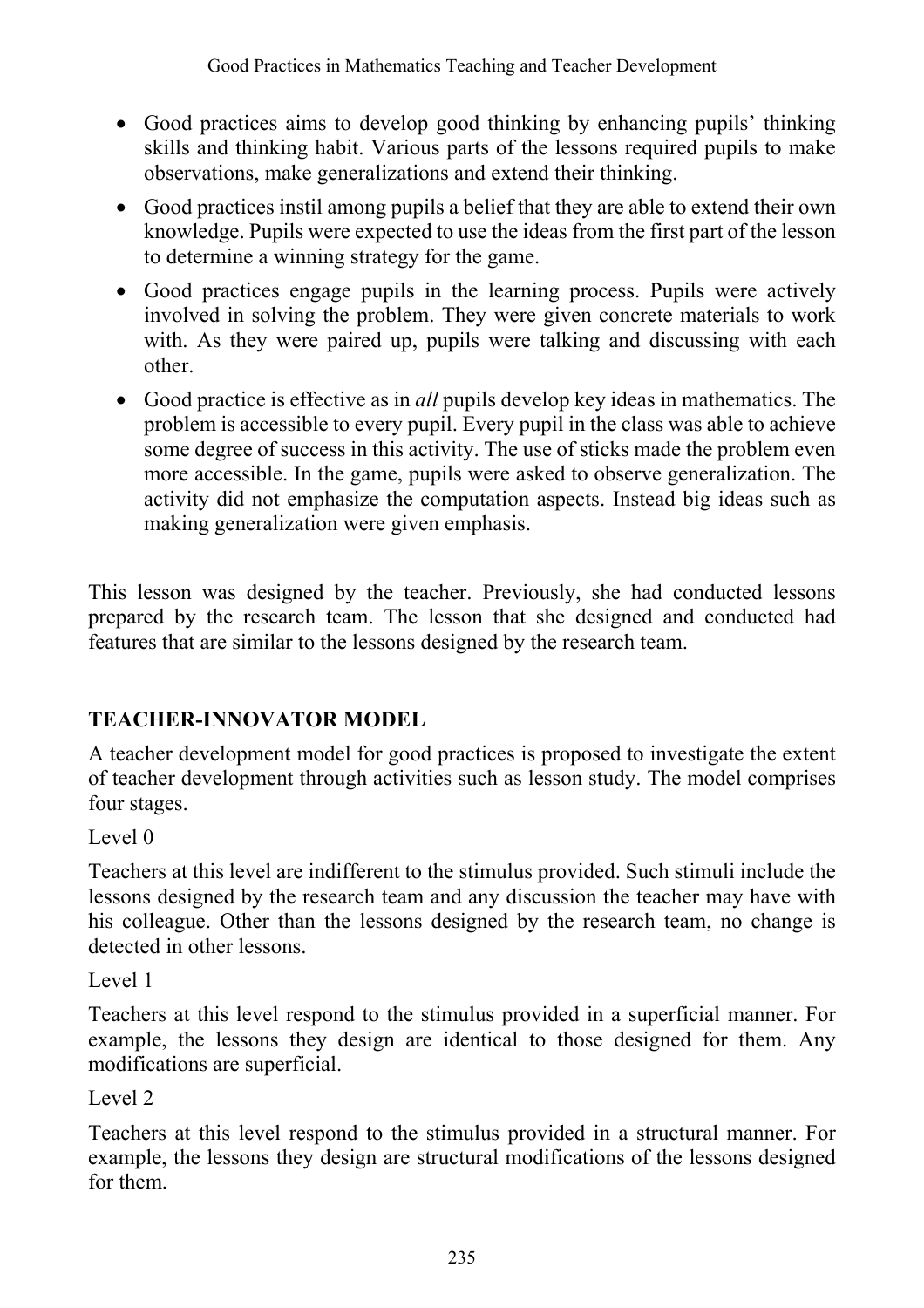- Good practices aims to develop good thinking by enhancing pupils' thinking skills and thinking habit. Various parts of the lessons required pupils to make observations, make generalizations and extend their thinking.
- Good practices instil among pupils a belief that they are able to extend their own knowledge. Pupils were expected to use the ideas from the first part of the lesson to determine a winning strategy for the game.
- Good practices engage pupils in the learning process. Pupils were actively involved in solving the problem. They were given concrete materials to work with. As they were paired up, pupils were talking and discussing with each other.
- Good practice is effective as in *all* pupils develop key ideas in mathematics. The problem is accessible to every pupil. Every pupil in the class was able to achieve some degree of success in this activity. The use of sticks made the problem even more accessible. In the game, pupils were asked to observe generalization. The activity did not emphasize the computation aspects. Instead big ideas such as making generalization were given emphasis.

This lesson was designed by the teacher. Previously, she had conducted lessons prepared by the research team. The lesson that she designed and conducted had features that are similar to the lessons designed by the research team.

## TEACHER-INNOVATOR MODEL

A teacher development model for good practices is proposed to investigate the extent of teacher development through activities such as lesson study. The model comprises four stages.

Level 0

Teachers at this level are indifferent to the stimulus provided. Such stimuli include the lessons designed by the research team and any discussion the teacher may have with his colleague. Other than the lessons designed by the research team, no change is detected in other lessons.

Level 1

Teachers at this level respond to the stimulus provided in a superficial manner. For example, the lessons they design are identical to those designed for them. Any modifications are superficial.

Level 2

Teachers at this level respond to the stimulus provided in a structural manner. For example, the lessons they design are structural modifications of the lessons designed for them.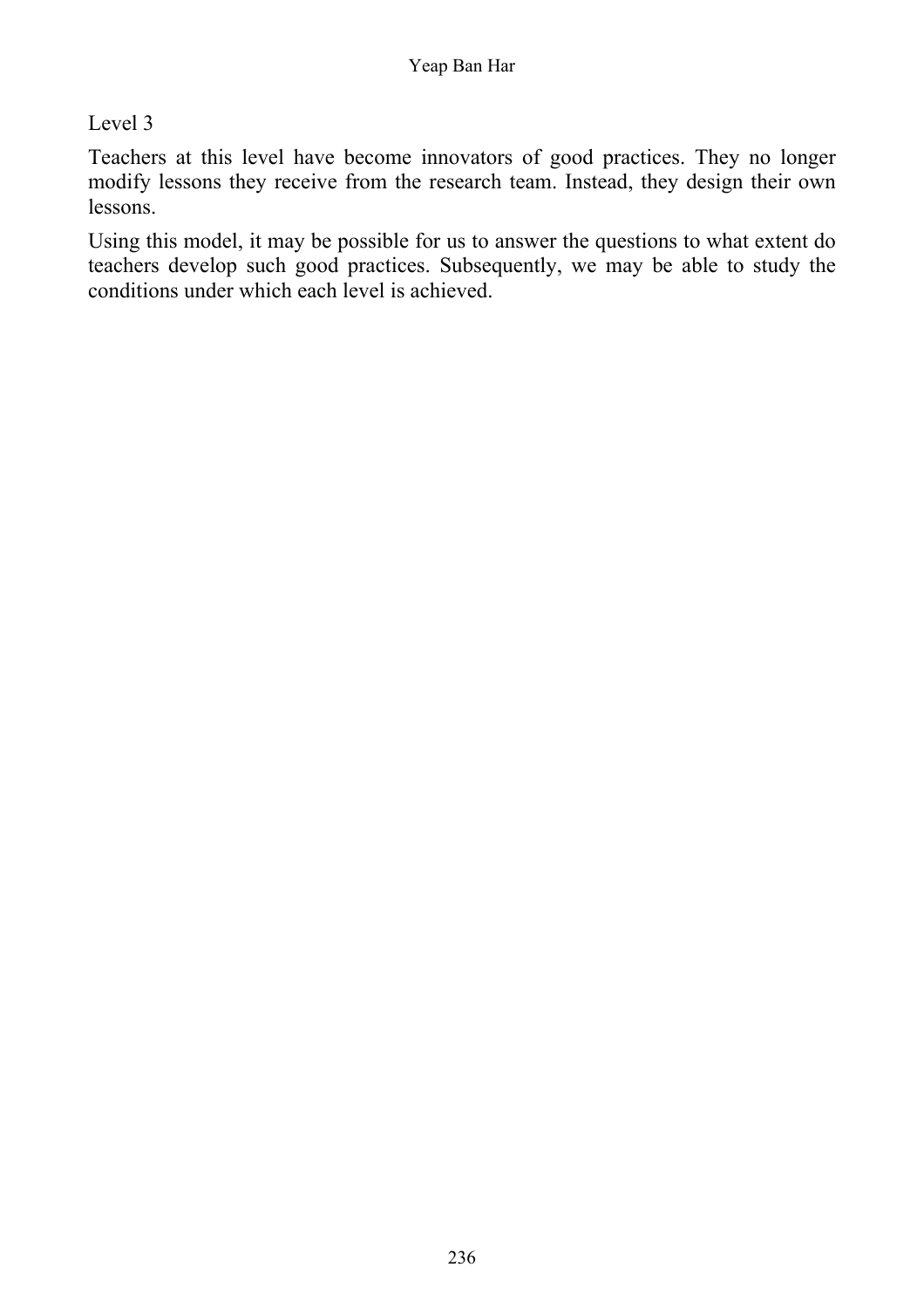Level 3

Teachers at this level have become innovators of good practices. They no longer modify lessons they receive from the research team. Instead, they design their own lessons.

Using this model, it may be possible for us to answer the questions to what extent do teachers develop such good practices. Subsequently, we may be able to study the conditions under which each level is achieved.